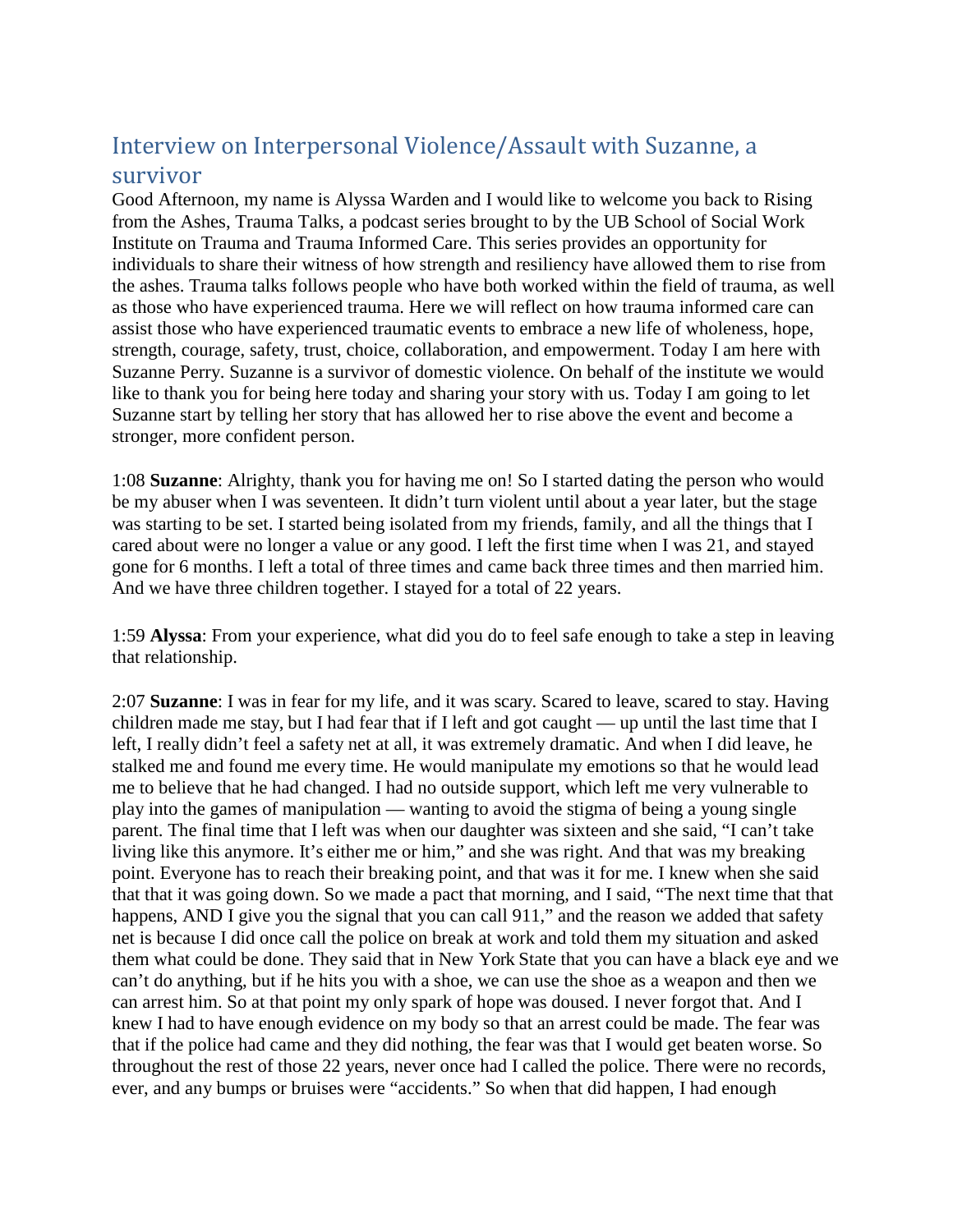## Interview on Interpersonal Violence/Assault with Suzanne, a survivor

Good Afternoon, my name is Alyssa Warden and I would like to welcome you back to Rising from the Ashes, Trauma Talks, a podcast series brought to by the UB School of Social Work Institute on Trauma and Trauma Informed Care. This series provides an opportunity for individuals to share their witness of how strength and resiliency have allowed them to rise from the ashes. Trauma talks follows people who have both worked within the field of trauma, as well as those who have experienced trauma. Here we will reflect on how trauma informed care can assist those who have experienced traumatic events to embrace a new life of wholeness, hope, strength, courage, safety, trust, choice, collaboration, and empowerment. Today I am here with Suzanne Perry. Suzanne is a survivor of domestic violence. On behalf of the institute we would like to thank you for being here today and sharing your story with us. Today I am going to let Suzanne start by telling her story that has allowed her to rise above the event and become a stronger, more confident person.

1:08 **Suzanne**: Alrighty, thank you for having me on! So I started dating the person who would be my abuser when I was seventeen. It didn't turn violent until about a year later, but the stage was starting to be set. I started being isolated from my friends, family, and all the things that I cared about were no longer a value or any good. I left the first time when I was 21, and stayed gone for 6 months. I left a total of three times and came back three times and then married him. And we have three children together. I stayed for a total of 22 years.

1:59 **Alyssa**: From your experience, what did you do to feel safe enough to take a step in leaving that relationship.

2:07 **Suzanne**: I was in fear for my life, and it was scary. Scared to leave, scared to stay. Having children made me stay, but I had fear that if I left and got caught — up until the last time that I left, I really didn't feel a safety net at all, it was extremely dramatic. And when I did leave, he stalked me and found me every time. He would manipulate my emotions so that he would lead me to believe that he had changed. I had no outside support, which left me very vulnerable to play into the games of manipulation — wanting to avoid the stigma of being a young single parent. The final time that I left was when our daughter was sixteen and she said, "I can't take living like this anymore. It's either me or him," and she was right. And that was my breaking point. Everyone has to reach their breaking point, and that was it for me. I knew when she said that that it was going down. So we made a pact that morning, and I said, "The next time that that happens, AND I give you the signal that you can call 911," and the reason we added that safety net is because I did once call the police on break at work and told them my situation and asked them what could be done. They said that in New York State that you can have a black eye and we can't do anything, but if he hits you with a shoe, we can use the shoe as a weapon and then we can arrest him. So at that point my only spark of hope was doused. I never forgot that. And I knew I had to have enough evidence on my body so that an arrest could be made. The fear was that if the police had came and they did nothing, the fear was that I would get beaten worse. So throughout the rest of those 22 years, never once had I called the police. There were no records, ever, and any bumps or bruises were "accidents." So when that did happen, I had enough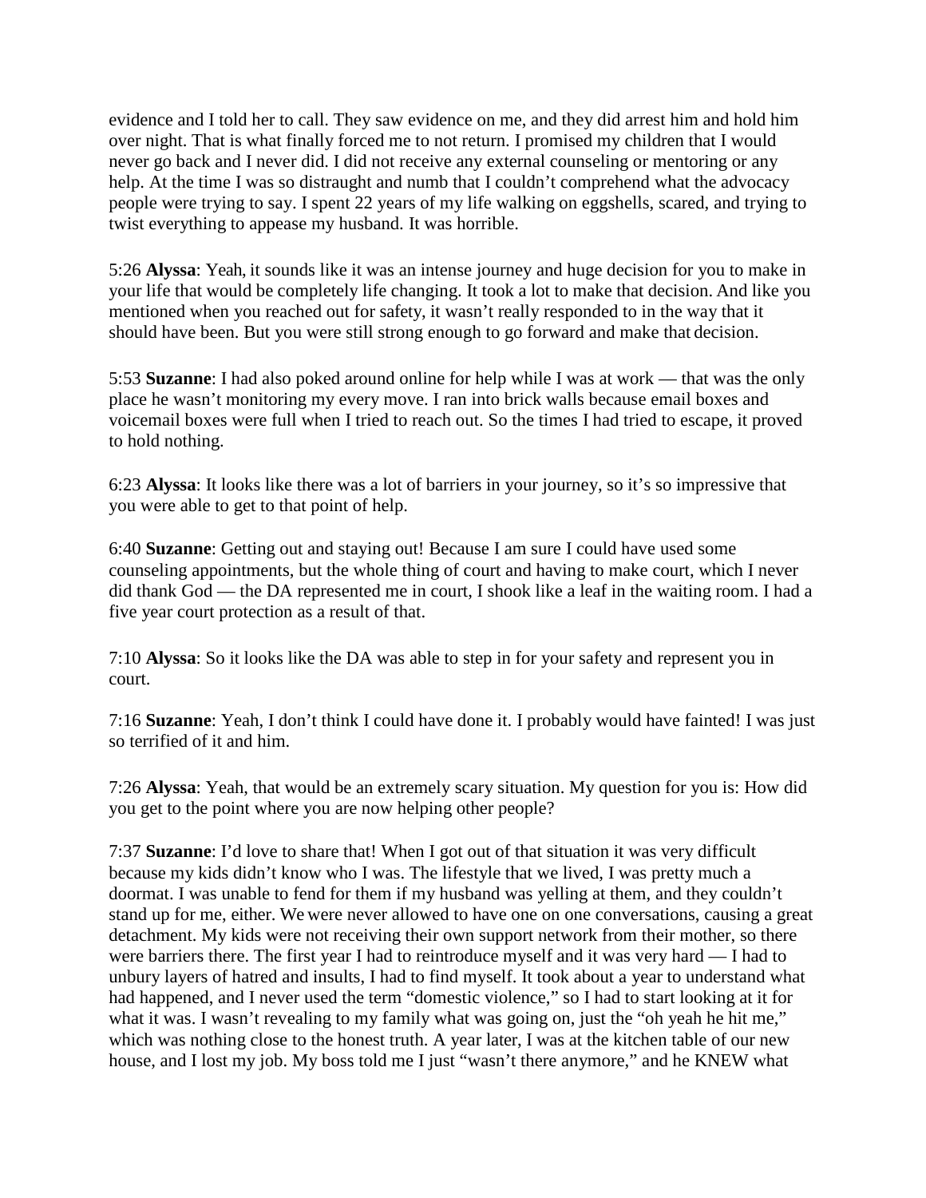evidence and I told her to call. They saw evidence on me, and they did arrest him and hold him over night. That is what finally forced me to not return. I promised my children that I would never go back and I never did. I did not receive any external counseling or mentoring or any help. At the time I was so distraught and numb that I couldn't comprehend what the advocacy people were trying to say. I spent 22 years of my life walking on eggshells, scared, and trying to twist everything to appease my husband. It was horrible.

5:26 **Alyssa**: Yeah, it sounds like it was an intense journey and huge decision for you to make in your life that would be completely life changing. It took a lot to make that decision. And like you mentioned when you reached out for safety, it wasn't really responded to in the way that it should have been. But you were still strong enough to go forward and make that decision.

5:53 **Suzanne**: I had also poked around online for help while I was at work — that was the only place he wasn't monitoring my every move. I ran into brick walls because email boxes and voicemail boxes were full when I tried to reach out. So the times I had tried to escape, it proved to hold nothing.

6:23 **Alyssa**: It looks like there was a lot of barriers in your journey, so it's so impressive that you were able to get to that point of help.

6:40 **Suzanne**: Getting out and staying out! Because I am sure I could have used some counseling appointments, but the whole thing of court and having to make court, which I never did thank God — the DA represented me in court, I shook like a leaf in the waiting room. I had a five year court protection as a result of that.

7:10 **Alyssa**: So it looks like the DA was able to step in for your safety and represent you in court.

7:16 **Suzanne**: Yeah, I don't think I could have done it. I probably would have fainted! I was just so terrified of it and him.

7:26 **Alyssa**: Yeah, that would be an extremely scary situation. My question for you is: How did you get to the point where you are now helping other people?

7:37 **Suzanne**: I'd love to share that! When I got out of that situation it was very difficult because my kids didn't know who I was. The lifestyle that we lived, I was pretty much a doormat. I was unable to fend for them if my husband was yelling at them, and they couldn't stand up for me, either. We were never allowed to have one on one conversations, causing a great detachment. My kids were not receiving their own support network from their mother, so there were barriers there. The first year I had to reintroduce myself and it was very hard — I had to unbury layers of hatred and insults, I had to find myself. It took about a year to understand what had happened, and I never used the term "domestic violence," so I had to start looking at it for what it was. I wasn't revealing to my family what was going on, just the "oh yeah he hit me," which was nothing close to the honest truth. A year later, I was at the kitchen table of our new house, and I lost my job. My boss told me I just "wasn't there anymore," and he KNEW what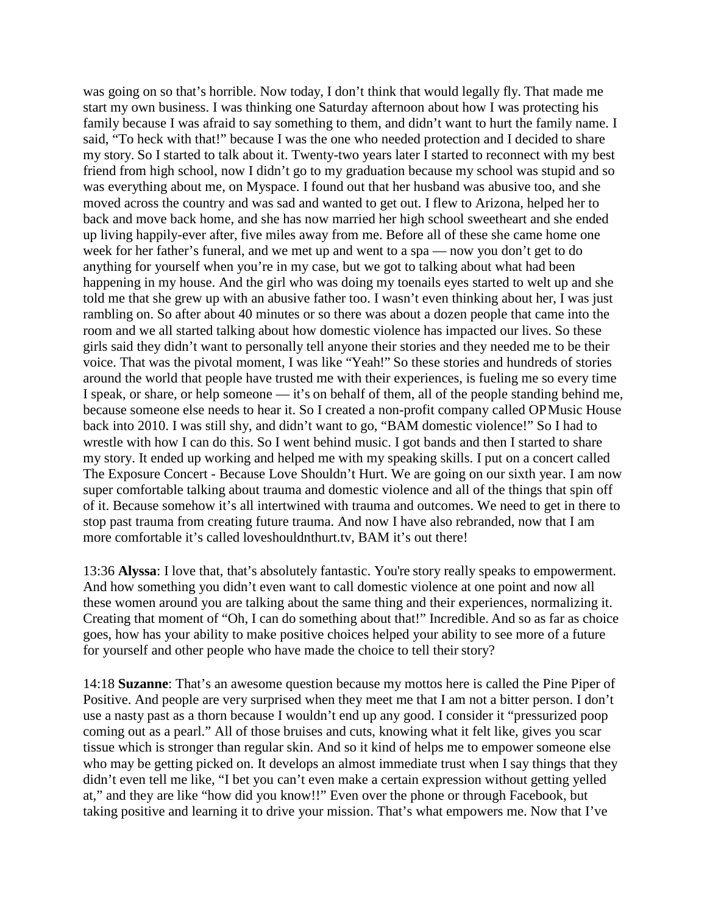was going on so that's horrible. Now today, I don't think that would legally fly. That made me start my own business. I was thinking one Saturday afternoon about how I was protecting his family because I was afraid to say something to them, and didn't want to hurt the family name. I said, "To heck with that!" because I was the one who needed protection and I decided to share my story. So I started to talk about it. Twenty-two years later I started to reconnect with my best friend from high school, now I didn't go to my graduation because my school was stupid and so was everything about me, on Myspace. I found out that her husband was abusive too, and she moved across the country and was sad and wanted to get out. I flew to Arizona, helped her to back and move back home, and she has now married her high school sweetheart and she ended up living happily-ever after, five miles away from me. Before all of these she came home one week for her father's funeral, and we met up and went to a spa — now you don't get to do anything for yourself when you're in my case, but we got to talking about what had been happening in my house. And the girl who was doing my toenails eyes started to welt up and she told me that she grew up with an abusive father too. I wasn't even thinking about her, I was just rambling on. So after about 40 minutes or so there was about a dozen people that came into the room and we all started talking about how domestic violence has impacted our lives. So these girls said they didn't want to personally tell anyone their stories and they needed me to be their voice. That was the pivotal moment, I was like "Yeah!" So these stories and hundreds of stories around the world that people have trusted me with their experiences, is fueling me so every time I speak, or share, or help someone — it's on behalf of them, all of the people standing behind me, because someone else needs to hear it. So I created a non-profit company called OP Music House back into 2010. I was still shy, and didn't want to go, "BAM domestic violence!" So I had to wrestle with how I can do this. So I went behind music. I got bands and then I started to share my story. It ended up working and helped me with my speaking skills. I put on a concert called The Exposure Concert - Because Love Shouldn't Hurt. We are going on our sixth year. I am now super comfortable talking about trauma and domestic violence and all of the things that spin off of it. Because somehow it's all intertwined with trauma and outcomes. We need to get in there to stop past trauma from creating future trauma. And now I have also rebranded, now that I am more comfortable it's called loveshouldnthurt.tv, BAM it's out there!

13:36 **Alyssa**: I love that, that's absolutely fantastic. You're story really speaks to empowerment. And how something you didn't even want to call domestic violence at one point and now all these women around you are talking about the same thing and their experiences, normalizing it. Creating that moment of "Oh, I can do something about that!" Incredible. And so as far as choice goes, how has your ability to make positive choices helped your ability to see more of a future for yourself and other people who have made the choice to tell their story?

14:18 **Suzanne**: That's an awesome question because my mottos here is called the Pine Piper of Positive. And people are very surprised when they meet me that I am not a bitter person. I don't use a nasty past as a thorn because I wouldn't end up any good. I consider it "pressurized poop coming out as a pearl." All of those bruises and cuts, knowing what it felt like, gives you scar tissue which is stronger than regular skin. And so it kind of helps me to empower someone else who may be getting picked on. It develops an almost immediate trust when I say things that they didn't even tell me like, "I bet you can't even make a certain expression without getting yelled at," and they are like "how did you know!!" Even over the phone or through Facebook, but taking positive and learning it to drive your mission. That's what empowers me. Now that I've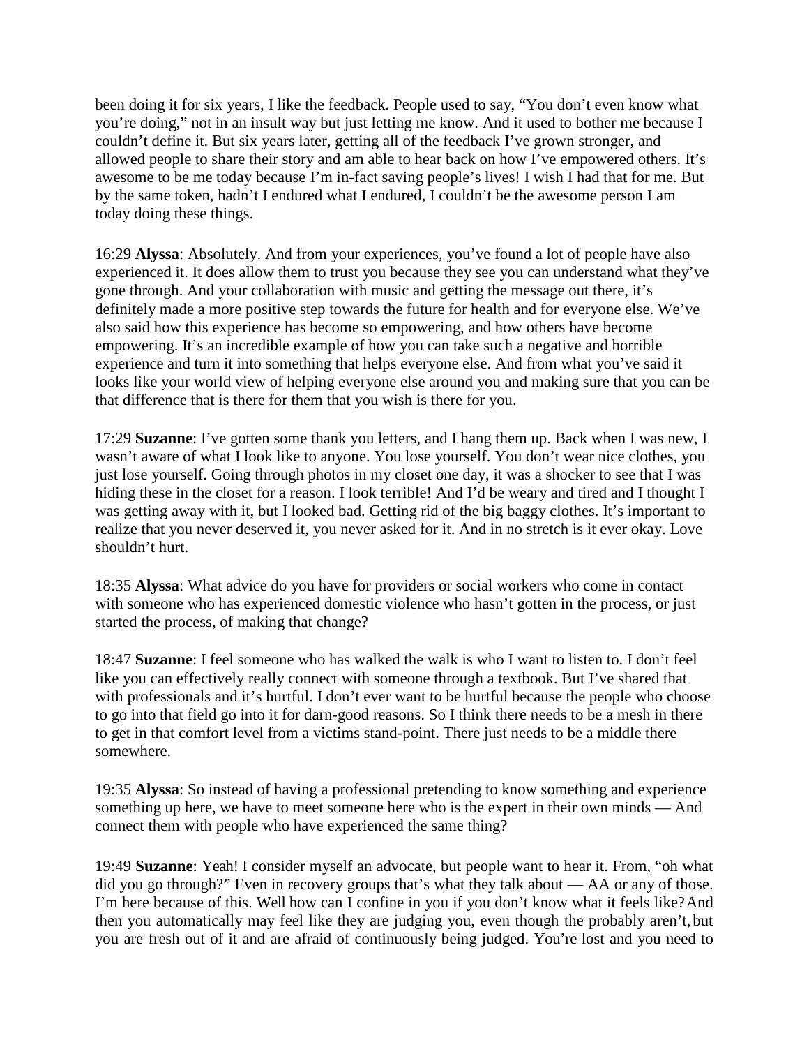been doing it for six years, I like the feedback. People used to say, "You don't even know what you're doing," not in an insult way but just letting me know. And it used to bother me because I couldn't define it. But six years later, getting all of the feedback I've grown stronger, and allowed people to share their story and am able to hear back on how I've empowered others. It's awesome to be me today because I'm in-fact saving people's lives! I wish I had that for me. But by the same token, hadn't I endured what I endured, I couldn't be the awesome person I am today doing these things.

16:29 **Alyssa**: Absolutely. And from your experiences, you've found a lot of people have also experienced it. It does allow them to trust you because they see you can understand what they've gone through. And your collaboration with music and getting the message out there, it's definitely made a more positive step towards the future for health and for everyone else. We've also said how this experience has become so empowering, and how others have become empowering. It's an incredible example of how you can take such a negative and horrible experience and turn it into something that helps everyone else. And from what you've said it looks like your world view of helping everyone else around you and making sure that you can be that difference that is there for them that you wish is there for you.

17:29 **Suzanne**: I've gotten some thank you letters, and I hang them up. Back when I was new, I wasn't aware of what I look like to anyone. You lose yourself. You don't wear nice clothes, you just lose yourself. Going through photos in my closet one day, it was a shocker to see that I was hiding these in the closet for a reason. I look terrible! And I'd be weary and tired and I thought I was getting away with it, but I looked bad. Getting rid of the big baggy clothes. It's important to realize that you never deserved it, you never asked for it. And in no stretch is it ever okay. Love shouldn't hurt.

18:35 **Alyssa**: What advice do you have for providers or social workers who come in contact with someone who has experienced domestic violence who hasn't gotten in the process, or just started the process, of making that change?

18:47 **Suzanne**: I feel someone who has walked the walk is who I want to listen to. I don't feel like you can effectively really connect with someone through a textbook. But I've shared that with professionals and it's hurtful. I don't ever want to be hurtful because the people who choose to go into that field go into it for darn-good reasons. So I think there needs to be a mesh in there to get in that comfort level from a victims stand-point. There just needs to be a middle there somewhere.

19:35 **Alyssa**: So instead of having a professional pretending to know something and experience something up here, we have to meet someone here who is the expert in their own minds — And connect them with people who have experienced the same thing?

19:49 **Suzanne**: Yeah! I consider myself an advocate, but people want to hear it. From, "oh what did you go through?" Even in recovery groups that's what they talk about — AA or any of those. I'm here because of this. Well how can I confine in you if you don't know what it feels like? And then you automatically may feel like they are judging you, even though the probably aren't, but you are fresh out of it and are afraid of continuously being judged. You're lost and you need to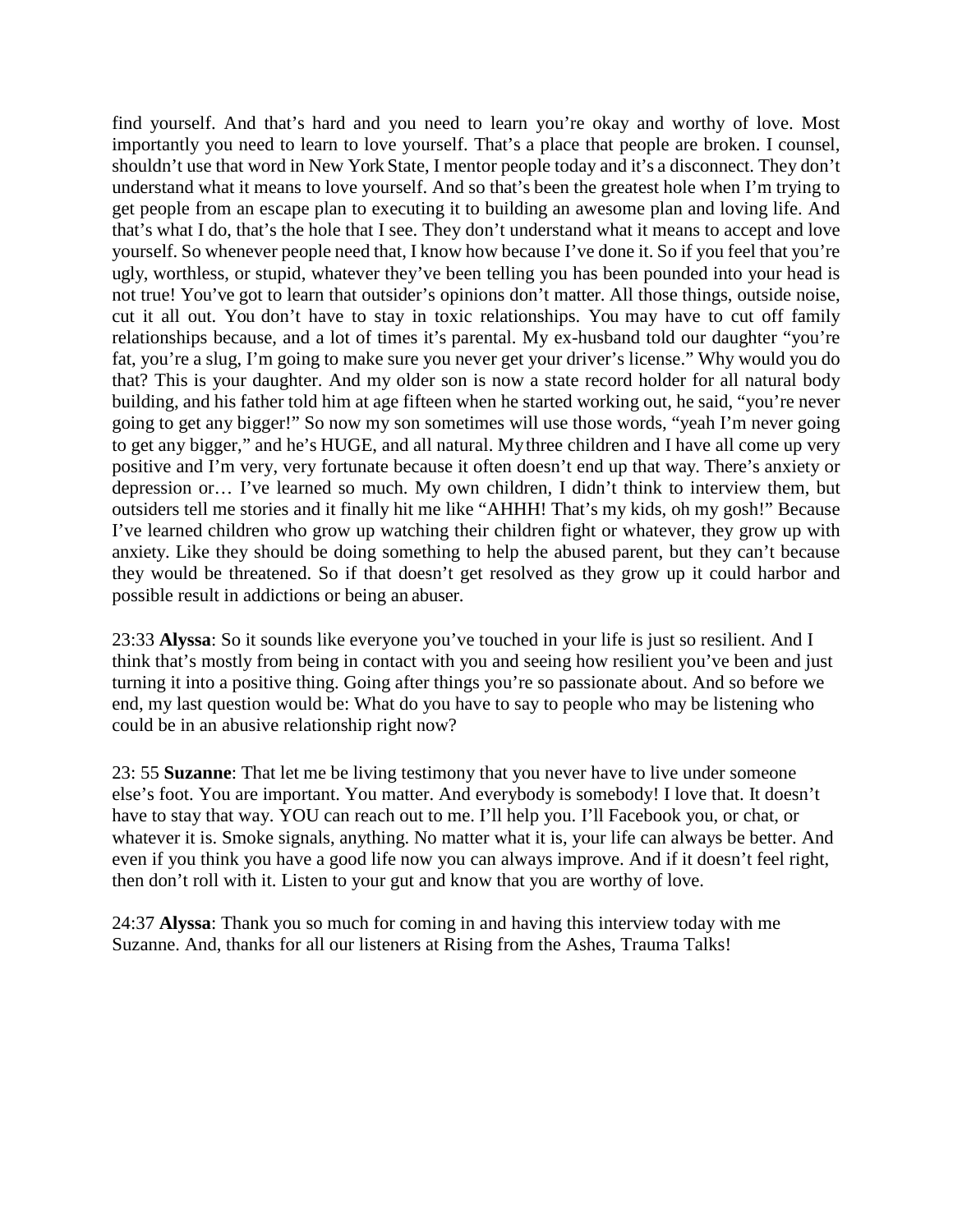find yourself. And that's hard and you need to learn you're okay and worthy of love. Most importantly you need to learn to love yourself. That's a place that people are broken. I counsel, shouldn't use that word in New York State, I mentor people today and it's a disconnect. They don't understand what it means to love yourself. And so that's been the greatest hole when I'm trying to get people from an escape plan to executing it to building an awesome plan and loving life. And that's what I do, that's the hole that I see. They don't understand what it means to accept and love yourself. So whenever people need that, I know how because I've done it. So if you feel that you're ugly, worthless, or stupid, whatever they've been telling you has been pounded into your head is not true! You've got to learn that outsider's opinions don't matter. All those things, outside noise, cut it all out. You don't have to stay in toxic relationships. You may have to cut off family relationships because, and a lot of times it's parental. My ex-husband told our daughter "you're fat, you're a slug, I'm going to make sure you never get your driver's license." Why would you do that? This is your daughter. And my older son is now a state record holder for all natural body building, and his father told him at age fifteen when he started working out, he said, "you're never going to get any bigger!" So now my son sometimes will use those words, "yeah I'm never going to get any bigger," and he's HUGE, and all natural. My three children and I have all come up very positive and I'm very, very fortunate because it often doesn't end up that way. There's anxiety or depression or… I've learned so much. My own children, I didn't think to interview them, but outsiders tell me stories and it finally hit me like "AHHH! That's my kids, oh my gosh!" Because I've learned children who grow up watching their children fight or whatever, they grow up with anxiety. Like they should be doing something to help the abused parent, but they can't because they would be threatened. So if that doesn't get resolved as they grow up it could harbor and possible result in addictions or being an abuser.

23:33 **Alyssa**: So it sounds like everyone you've touched in your life is just so resilient. And I think that's mostly from being in contact with you and seeing how resilient you've been and just turning it into a positive thing. Going after things you're so passionate about. And so before we end, my last question would be: What do you have to say to people who may be listening who could be in an abusive relationship right now?

23: 55 **Suzanne**: That let me be living testimony that you never have to live under someone else's foot. You are important. You matter. And everybody is somebody! I love that. It doesn't have to stay that way. YOU can reach out to me. I'll help you. I'll Facebook you, or chat, or whatever it is. Smoke signals, anything. No matter what it is, your life can always be better. And even if you think you have a good life now you can always improve. And if it doesn't feel right, then don't roll with it. Listen to your gut and know that you are worthy of love.

24:37 **Alyssa**: Thank you so much for coming in and having this interview today with me Suzanne. And, thanks for all our listeners at Rising from the Ashes, Trauma Talks!